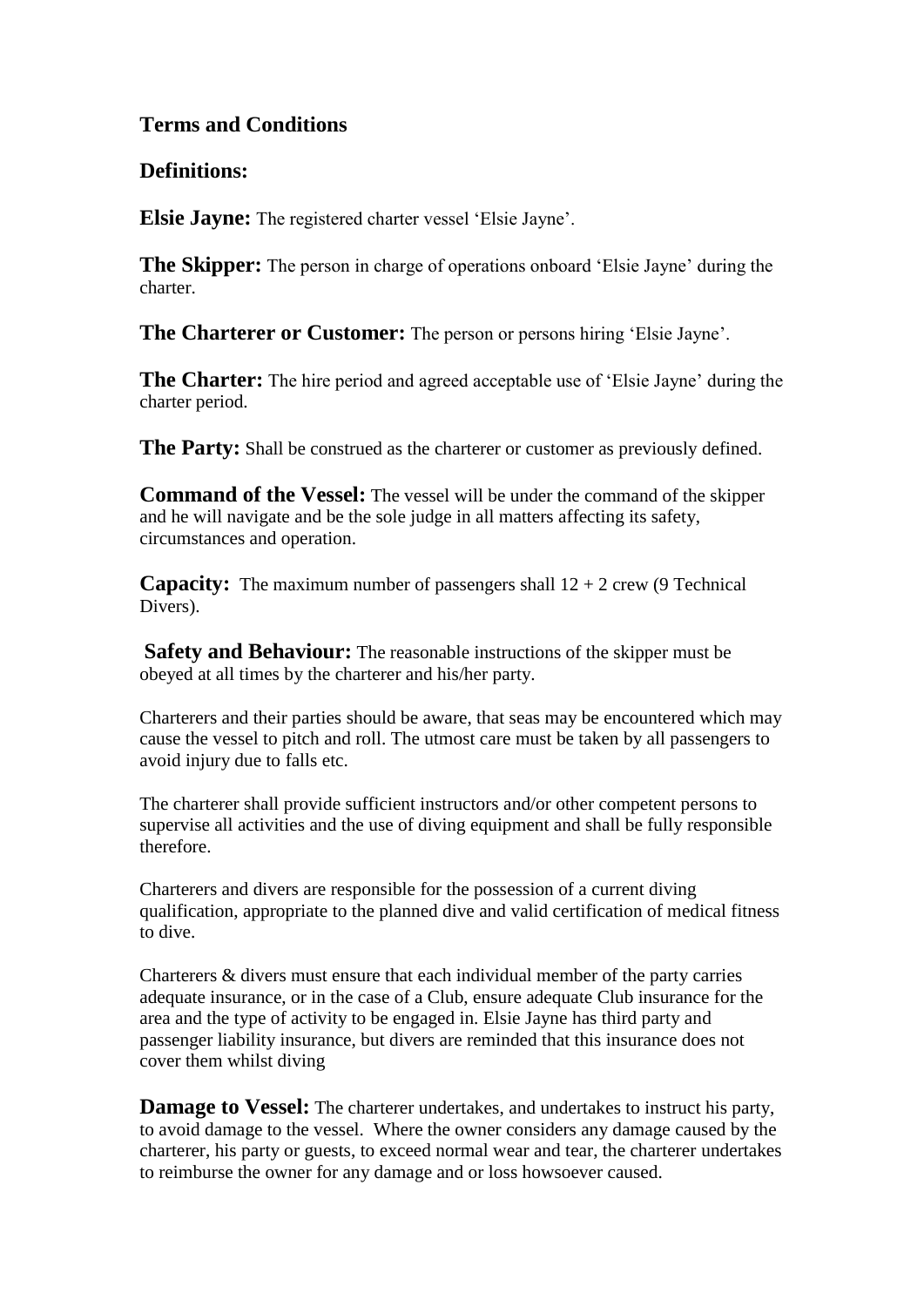## Terms and Conditions

## Definitions:

**Elsie Jayne:** The registered charter vessel 'Elsie Jayne'.

**The Skipper:** The person in charge of operations onboard 'Elsie Jayne' during the charter.

**The Charterer or Customer:** The person or persons hiring 'Elsie Jayne'.

**The Charter:** The hire period and agreed acceptable use of 'Elsie Jayne' during the charter period.

**The Party:** Shall be construed as the charterer or customer as previously defined.

**Command of the Vessel:** The vessel will be under the command of the skipper and he will navigate and be the sole judge in all matters affecting its safety, circumstances and operation.

**Capacity:** The maximum number of passengers shall 12 + 2 crew (9 Technical Divers).

**Safety and Behaviour:** The reasonable instructions of the skipper must be obeyed at all times by the charterer and his/her party.

Charterers and their parties should be aware, that seas may be encountered which may cause the vessel to pitch and roll. The utmost care must be taken by all passengers to avoid injury due to falls etc.

The charterer shall provide sufficient instructors and/or other competent persons to supervise all activities and the use of diving equipment and shall be fully responsible therefore.

Charterers and divers are responsible for the possession of a current diving qualification, appropriate to the planned dive and valid certification of medical fitness to dive.

Charterers & divers must ensure that each individual member of the party carries adequate insurance, or in the case of a Club, ensure adequate Club insurance for the area and the type of activity to be engaged in. Elsie Jayne has third party and passenger liability insurance, but divers are reminded that this insurance does not cover them whilst diving

**Damage to Vessel:** The charterer undertakes, and undertakes to instruct his party, to avoid damage to the vessel. Where the owner considers any damage caused by the charterer, his party or guests, to exceed normal wear and tear, the charterer undertakes to reimburse the owner for any damage and or loss howsoever caused.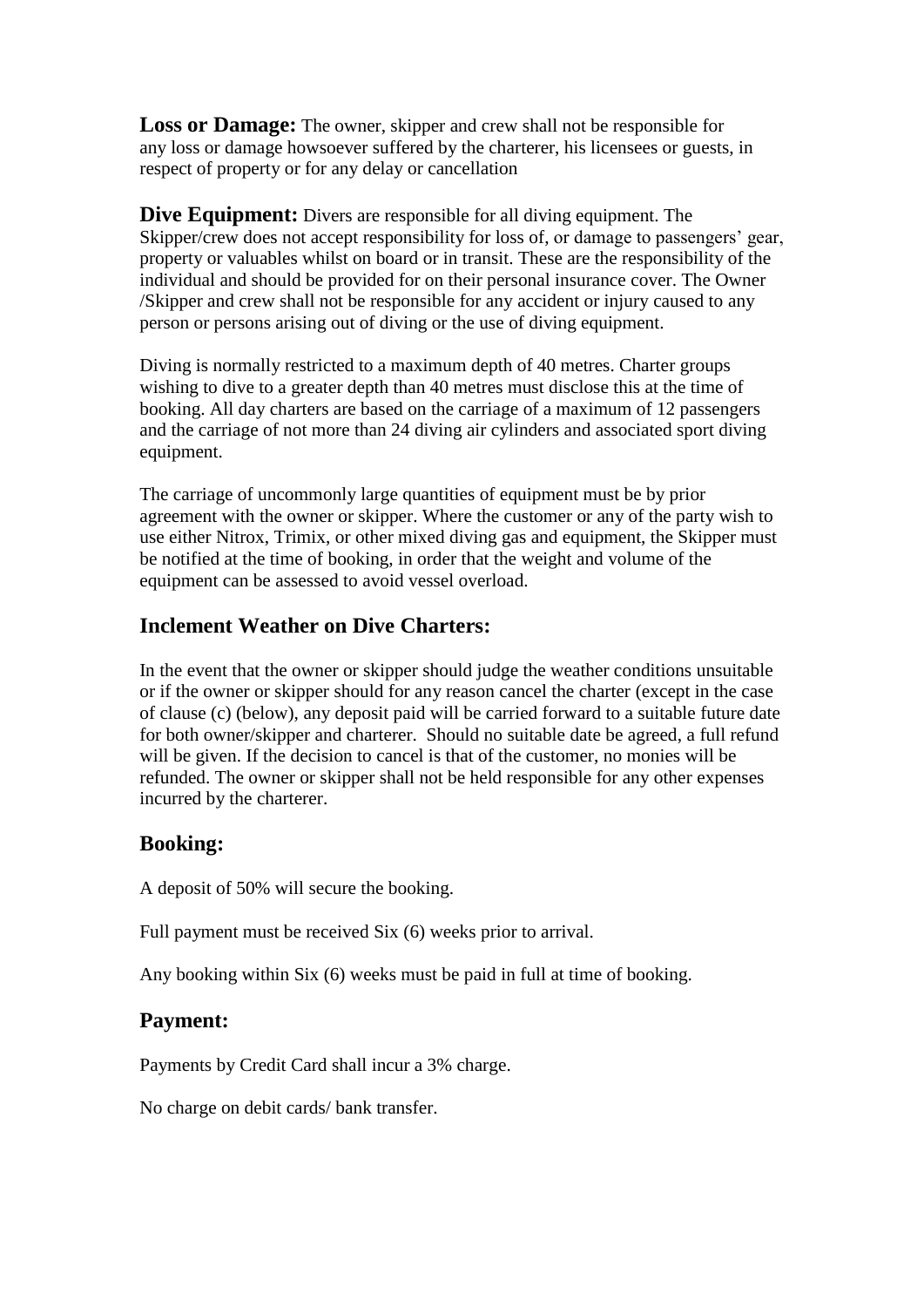**Loss or Damage:** The owner, skipper and crew shall not be responsible for any loss or damage howsoever suffered by the charterer, his licensees or guests, in respect of property or for any delay or cancellation

**Dive Equipment:** Divers are responsible for all diving equipment. The Skipper/crew does not accept responsibility for loss of, or damage to passengers' gear, property or valuables whilst on board or in transit. These are the responsibility of the individual and should be provided for on their personal insurance cover. The Owner /Skipper and crew shall not be responsible for any accident or injury caused to any person or persons arising out of diving or the use of diving equipment.

Diving is normally restricted to a maximum depth of 40 metres. Charter groups wishing to dive to a greater depth than 40 metres must disclose this at the time of booking. All day charters are based on the carriage of a maximum of 12 passengers and the carriage of not more than 24 diving air cylinders and associated sport diving equipment.

The carriage of uncommonly large quantities of equipment must be by prior agreement with the owner or skipper. Where the customer or any of the party wish to use either Nitrox, Trimix, or other mixed diving gas and equipment, the Skipper must be notified at the time of booking, in order that the weight and volume of the equipment can be assessed to avoid vessel overload.

## Inclement Weather on Dive Charters:

In the event that the owner or skipper should judge the weather conditions unsuitable or if the owner or skipper should for any reason cancel the charter (except in the case of clause (c) (below), any deposit paid will be carried forward to a suitable future date for both owner/skipper and charterer. Should no suitable date be agreed, a full refund will be given. If the decision to cancel is that of the customer, no monies will be refunded. The owner or skipper shall not be held responsible for any other expenses incurred by the charterer.

## Booking:

A deposit of 50% will secure the booking.

Full payment must be received Six (6) weeks prior to arrival.

Any booking within Six (6) weeks must be paid in full at time of booking.

## Payment:

Payments by Credit Card shall incur a 3% charge.

No charge on debit cards/ bank transfer.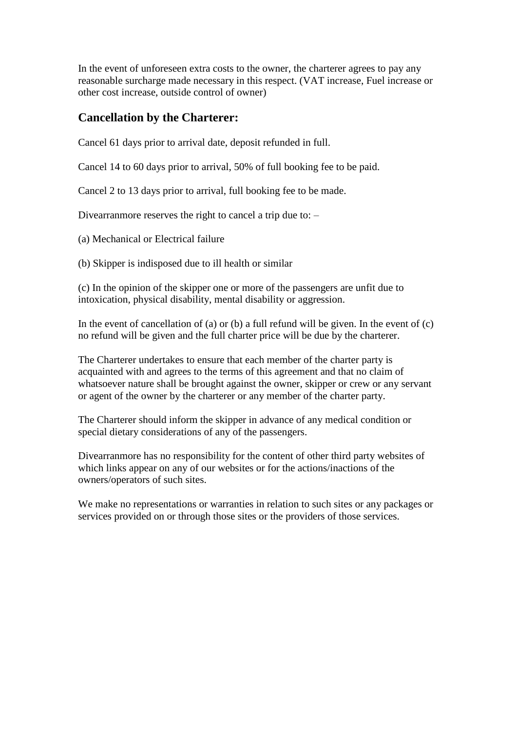In the event of unforeseen extra costs to the owner, the charterer agrees to pay any reasonable surcharge made necessary in this respect. (VAT increase, Fuel increase or other cost increase, outside control of owner)

## Cancellation by the Charterer:

Cancel 61 days prior to arrival date, deposit refunded in full.

Cancel 14 to 60 days prior to arrival, 50% of full booking fee to be paid.

Cancel 2 to 13 days prior to arrival, full booking fee to be made.

Divearranmore reserves the right to cancel a trip due to: –

(a) Mechanical or Electrical failure

(b) Skipper is indisposed due to ill health or similar

(c) In the opinion of the skipper one or more of the passengers are unfit due to intoxication, physical disability, mental disability or aggression.

In the event of cancellation of (a) or (b) a full refund will be given. In the event of (c) no refund will be given and the full charter price will be due by the charterer.

The Charterer undertakes to ensure that each member of the charter party is acquainted with and agrees to the terms of this agreement and that no claim of whatsoever nature shall be brought against the owner, skipper or crew or any servant or agent of the owner by the charterer or any member of the charter party.

The Charterer should inform the skipper in advance of any medical condition or special dietary considerations of any of the passengers.

Divearranmore has no responsibility for the content of other third party websites of which links appear on any of our websites or for the actions/inactions of the owners/operators of such sites.

We make no representations or warranties in relation to such sites or any packages or services provided on or through those sites or the providers of those services.